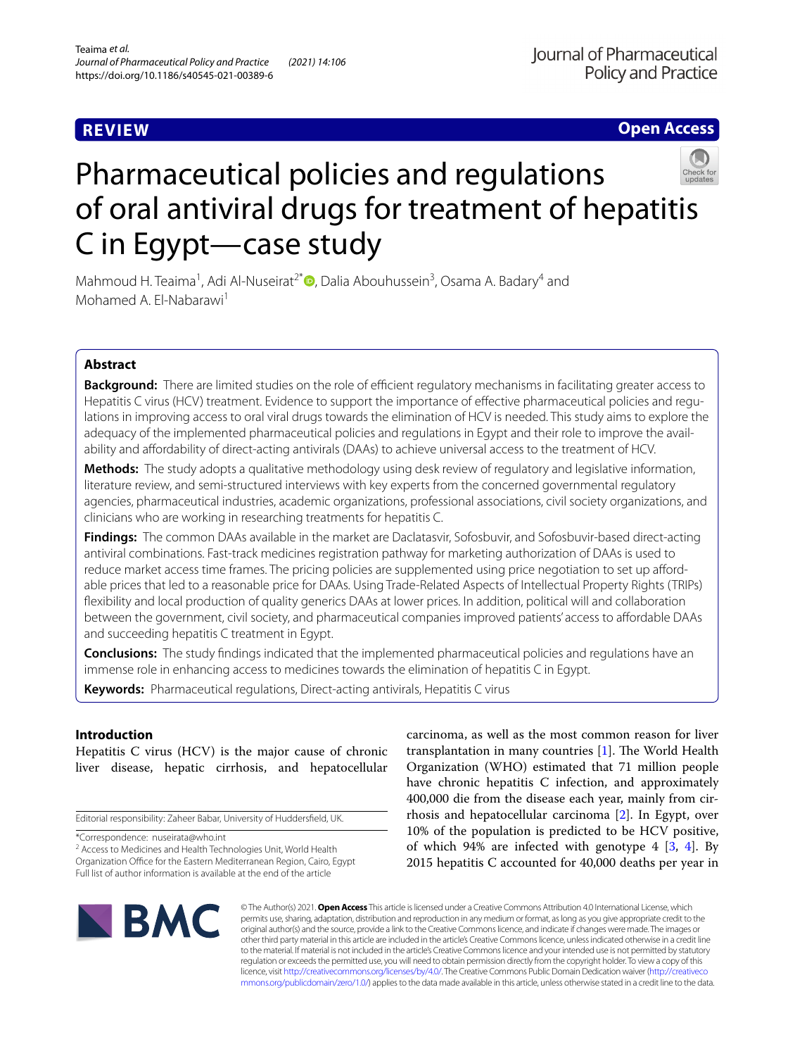REVIEW

Open Access

# Pharmaceutical policies and regulations of oral antiviral drugs for treatment of hepatitis C in Egypt—case study

Mahmoud H. Teaima[1], Adi Al-Nuseirat[2*], Dalia Abouhussein[3], Osama A. Badary[4] and Mohamed A. El-Nabarawi[1]

## Abstract

**Background:** There are limited studies on the role of efficient regulatory mechanisms in facilitating greater access to Hepatitis C virus (HCV) treatment. Evidence to support the importance of effective pharmaceutical policies and regulations in improving access to oral viral drugs towards the elimination of HCV is needed. This study aims to explore the adequacy of the implemented pharmaceutical policies and regulations in Egypt and their role to improve the availability and affordability of direct-acting antivirals (DAAs) to achieve universal access to the treatment of HCV.

**Methods:** The study adopts a qualitative methodology using desk review of regulatory and legislative information, literature review, and semi-structured interviews with key experts from the concerned governmental regulatory agencies, pharmaceutical industries, academic organizations, professional associations, civil society organizations, and clinicians who are working in researching treatments for hepatitis C.

**Findings:** The common DAAs available in the market are Daclatasvir, Sofosbuvir, and Sofosbuvir-based direct-acting antiviral combinations. Fast-track medicines registration pathway for marketing authorization of DAAs is used to reduce market access time frames. The pricing policies are supplemented using price negotiation to set up affordable prices that led to a reasonable price for DAAs. Using Trade-Related Aspects of Intellectual Property Rights (TRIPs) flexibility and local production of quality generics DAAs at lower prices. In addition, political will and collaboration between the government, civil society, and pharmaceutical companies improved patients' access to affordable DAAs and succeeding hepatitis C treatment in Egypt.

**Conclusions:** The study findings indicated that the implemented pharmaceutical policies and regulations have an immense role in enhancing access to medicines towards the elimination of hepatitis C in Egypt.

**Keywords:** Pharmaceutical regulations, Direct-acting antivirals, Hepatitis C virus

## Introduction

Hepatitis C virus (HCV) is the major cause of chronic liver disease, hepatic cirrhosis, and hepatocellular carcinoma, as well as the most common reason for liver transplantation in many countries [1]. The World Health Organization (WHO) estimated that 71 million people have chronic hepatitis C infection, and approximately 400,000 die from the disease each year, mainly from cirrhosis and hepatocellular carcinoma [2]. In Egypt, over 10% of the population is predicted to be HCV positive, of which 94% are infected with genotype 4 [3, 4]. By 2015 hepatitis C accounted for 40,000 deaths per year in

Editorial responsibility: Zaheer Babar, University of Huddersfield, UK.

*Correspondence: nuseirata@who.int
[2] Access to Medicines and Health Technologies Unit, World Health Organization Office for the Eastern Mediterranean Region, Cairo, Egypt
Full list of author information is available at the end of the article

© The Author(s) 2021. **Open Access** This article is licensed under a Creative Commons Attribution 4.0 International License, which permits use, sharing, adaptation, distribution and reproduction in any medium or format, as long as you give appropriate credit to the original author(s) and the source, provide a link to the Creative Commons licence, and indicate if changes were made. The images or other third party material in this article are included in the article's Creative Commons licence, unless indicated otherwise in a credit line to the material. If material is not included in the article's Creative Commons licence and your intended use is not permitted by statutory regulation or exceeds the permitted use, you will need to obtain permission directly from the copyright holder. To view a copy of this licence, visit http://creativecommons.org/licenses/by/4.0/. The Creative Commons Public Domain Dedication waiver (http://creativecommons.org/publicdomain/zero/1.0/) applies to the data made available in this article, unless otherwise stated in a credit line to the data.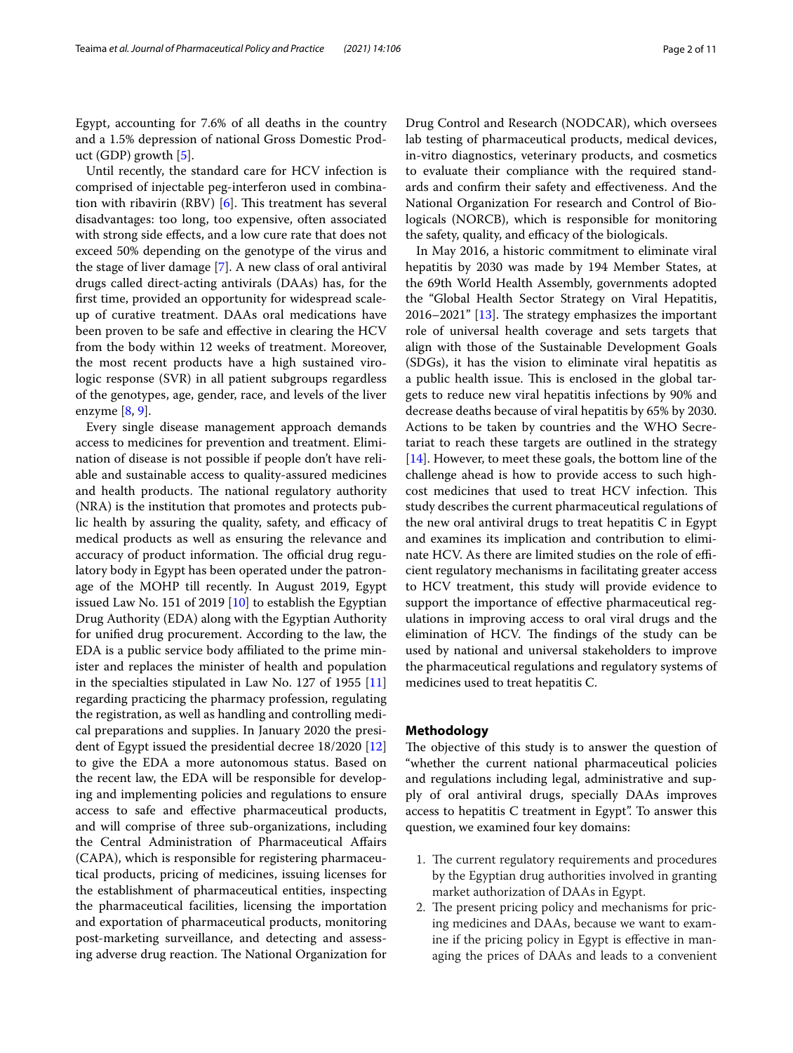Egypt, accounting for 7.6% of all deaths in the country and a 1.5% depression of national Gross Domestic Product (GDP) growth [5].

Until recently, the standard care for HCV infection is comprised of injectable peg-interferon used in combination with ribavirin (RBV) [6]. This treatment has several disadvantages: too long, too expensive, often associated with strong side effects, and a low cure rate that does not exceed 50% depending on the genotype of the virus and the stage of liver damage [7]. A new class of oral antiviral drugs called direct-acting antivirals (DAAs) has, for the first time, provided an opportunity for widespread scale-up of curative treatment. DAAs oral medications have been proven to be safe and effective in clearing the HCV from the body within 12 weeks of treatment. Moreover, the most recent products have a high sustained virologic response (SVR) in all patient subgroups regardless of the genotypes, age, gender, race, and levels of the liver enzyme [8, 9].

Every single disease management approach demands access to medicines for prevention and treatment. Elimination of disease is not possible if people don't have reliable and sustainable access to quality-assured medicines and health products. The national regulatory authority (NRA) is the institution that promotes and protects public health by assuring the quality, safety, and efficacy of medical products as well as ensuring the relevance and accuracy of product information. The official drug regulatory body in Egypt has been operated under the patronage of the MOHP till recently. In August 2019, Egypt issued Law No. 151 of 2019 [10] to establish the Egyptian Drug Authority (EDA) along with the Egyptian Authority for unified drug procurement. According to the law, the EDA is a public service body affiliated to the prime minister and replaces the minister of health and population in the specialties stipulated in Law No. 127 of 1955 [11] regarding practicing the pharmacy profession, regulating the registration, as well as handling and controlling medical preparations and supplies. In January 2020 the president of Egypt issued the presidential decree 18/2020 [12] to give the EDA a more autonomous status. Based on the recent law, the EDA will be responsible for developing and implementing policies and regulations to ensure access to safe and effective pharmaceutical products, and will comprise of three sub-organizations, including the Central Administration of Pharmaceutical Affairs (CAPA), which is responsible for registering pharmaceutical products, pricing of medicines, issuing licenses for the establishment of pharmaceutical entities, inspecting the pharmaceutical facilities, licensing the importation and exportation of pharmaceutical products, monitoring post-marketing surveillance, and detecting and assessing adverse drug reaction. The National Organization for Drug Control and Research (NODCAR), which oversees lab testing of pharmaceutical products, medical devices, in-vitro diagnostics, veterinary products, and cosmetics to evaluate their compliance with the required standards and confirm their safety and effectiveness. And the National Organization For research and Control of Biologicals (NORCB), which is responsible for monitoring the safety, quality, and efficacy of the biologicals.

In May 2016, a historic commitment to eliminate viral hepatitis by 2030 was made by 194 Member States, at the 69th World Health Assembly, governments adopted the "Global Health Sector Strategy on Viral Hepatitis, 2016–2021" [13]. The strategy emphasizes the important role of universal health coverage and sets targets that align with those of the Sustainable Development Goals (SDGs), it has the vision to eliminate viral hepatitis as a public health issue. This is enclosed in the global targets to reduce new viral hepatitis infections by 90% and decrease deaths because of viral hepatitis by 65% by 2030. Actions to be taken by countries and the WHO Secretariat to reach these targets are outlined in the strategy [14]. However, to meet these goals, the bottom line of the challenge ahead is how to provide access to such high-cost medicines that used to treat HCV infection. This study describes the current pharmaceutical regulations of the new oral antiviral drugs to treat hepatitis C in Egypt and examines its implication and contribution to eliminate HCV. As there are limited studies on the role of efficient regulatory mechanisms in facilitating greater access to HCV treatment, this study will provide evidence to support the importance of effective pharmaceutical regulations in improving access to oral viral drugs and the elimination of HCV. The findings of the study can be used by national and universal stakeholders to improve the pharmaceutical regulations and regulatory systems of medicines used to treat hepatitis C.

## Methodology

The objective of this study is to answer the question of "whether the current national pharmaceutical policies and regulations including legal, administrative and supply of oral antiviral drugs, specially DAAs improves access to hepatitis C treatment in Egypt". To answer this question, we examined four key domains:

1. The current regulatory requirements and procedures by the Egyptian drug authorities involved in granting market authorization of DAAs in Egypt.
2. The present pricing policy and mechanisms for pricing medicines and DAAs, because we want to examine if the pricing policy in Egypt is effective in managing the prices of DAAs and leads to a convenient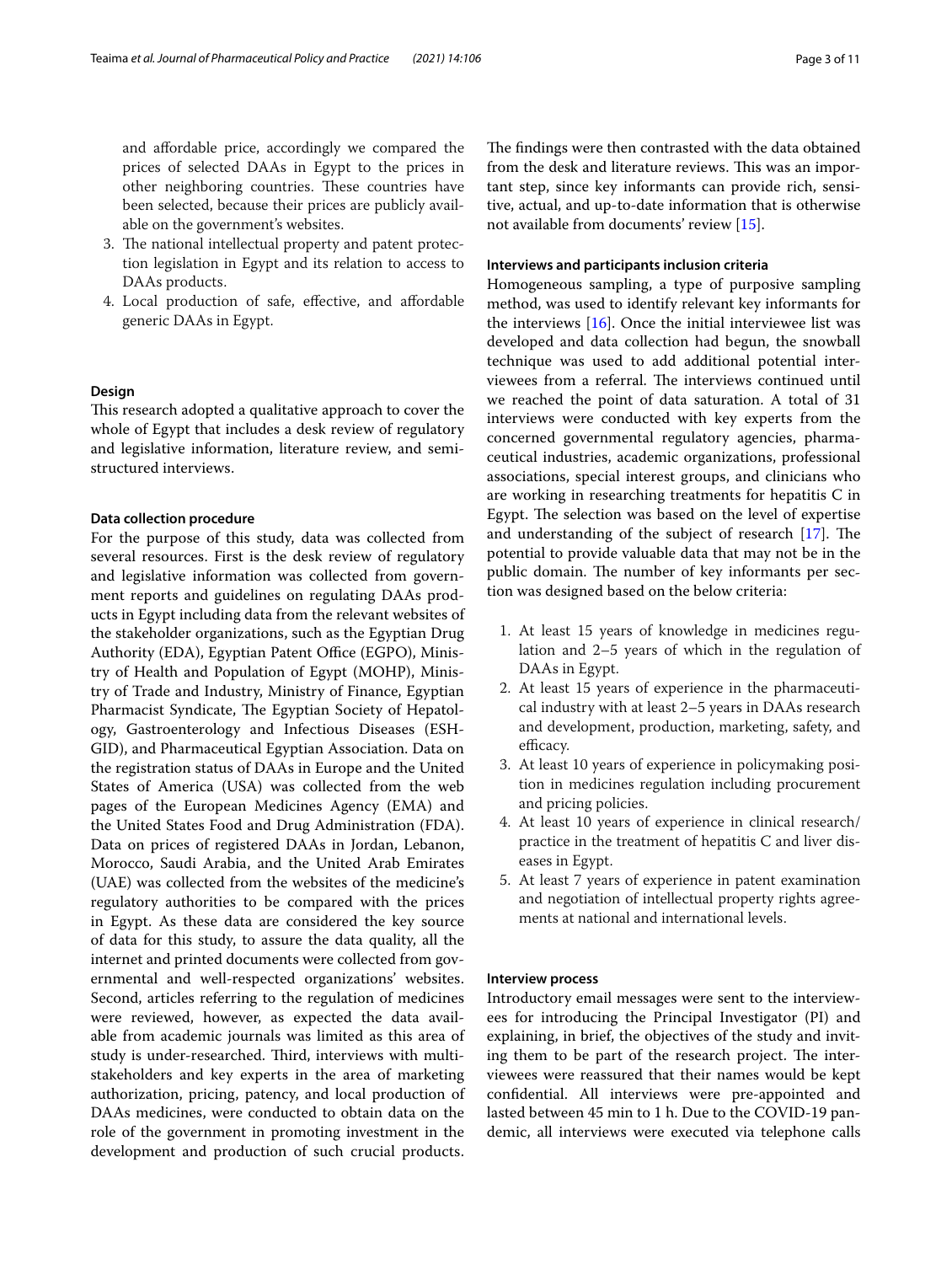and affordable price, accordingly we compared the prices of selected DAAs in Egypt to the prices in other neighboring countries. These countries have been selected, because their prices are publicly available on the government's websites.

3. The national intellectual property and patent protection legislation in Egypt and its relation to access to DAAs products.
4. Local production of safe, effective, and affordable generic DAAs in Egypt.

### Design

This research adopted a qualitative approach to cover the whole of Egypt that includes a desk review of regulatory and legislative information, literature review, and semi-structured interviews.

### Data collection procedure

For the purpose of this study, data was collected from several resources. First is the desk review of regulatory and legislative information was collected from government reports and guidelines on regulating DAAs products in Egypt including data from the relevant websites of the stakeholder organizations, such as the Egyptian Drug Authority (EDA), Egyptian Patent Office (EGPO), Ministry of Health and Population of Egypt (MOHP), Ministry of Trade and Industry, Ministry of Finance, Egyptian Pharmacist Syndicate, The Egyptian Society of Hepatology, Gastroenterology and Infectious Diseases (ESHGID), and Pharmaceutical Egyptian Association. Data on the registration status of DAAs in Europe and the United States of America (USA) was collected from the web pages of the European Medicines Agency (EMA) and the United States Food and Drug Administration (FDA). Data on prices of registered DAAs in Jordan, Lebanon, Morocco, Saudi Arabia, and the United Arab Emirates (UAE) was collected from the websites of the medicine's regulatory authorities to be compared with the prices in Egypt. As these data are considered the key source of data for this study, to assure the data quality, all the internet and printed documents were collected from governmental and well-respected organizations' websites. Second, articles referring to the regulation of medicines were reviewed, however, as expected the data available from academic journals was limited as this area of study is under-researched. Third, interviews with multi-stakeholders and key experts in the area of marketing authorization, pricing, patency, and local production of DAAs medicines, were conducted to obtain data on the role of the government in promoting investment in the development and production of such crucial products. The findings were then contrasted with the data obtained from the desk and literature reviews. This was an important step, since key informants can provide rich, sensitive, actual, and up-to-date information that is otherwise not available from documents' review [15].

### Interviews and participants inclusion criteria

Homogeneous sampling, a type of purposive sampling method, was used to identify relevant key informants for the interviews [16]. Once the initial interviewee list was developed and data collection had begun, the snowball technique was used to add additional potential interviewees from a referral. The interviews continued until we reached the point of data saturation. A total of 31 interviews were conducted with key experts from the concerned governmental regulatory agencies, pharmaceutical industries, academic organizations, professional associations, special interest groups, and clinicians who are working in researching treatments for hepatitis C in Egypt. The selection was based on the level of expertise and understanding of the subject of research [17]. The potential to provide valuable data that may not be in the public domain. The number of key informants per section was designed based on the below criteria:

1. At least 15 years of knowledge in medicines regulation and 2–5 years of which in the regulation of DAAs in Egypt.
2. At least 15 years of experience in the pharmaceutical industry with at least 2–5 years in DAAs research and development, production, marketing, safety, and efficacy.
3. At least 10 years of experience in policymaking position in medicines regulation including procurement and pricing policies.
4. At least 10 years of experience in clinical research/practice in the treatment of hepatitis C and liver diseases in Egypt.
5. At least 7 years of experience in patent examination and negotiation of intellectual property rights agreements at national and international levels.

### Interview process

Introductory email messages were sent to the interviewees for introducing the Principal Investigator (PI) and explaining, in brief, the objectives of the study and inviting them to be part of the research project. The interviewees were reassured that their names would be kept confidential. All interviews were pre-appointed and lasted between 45 min to 1 h. Due to the COVID-19 pandemic, all interviews were executed via telephone calls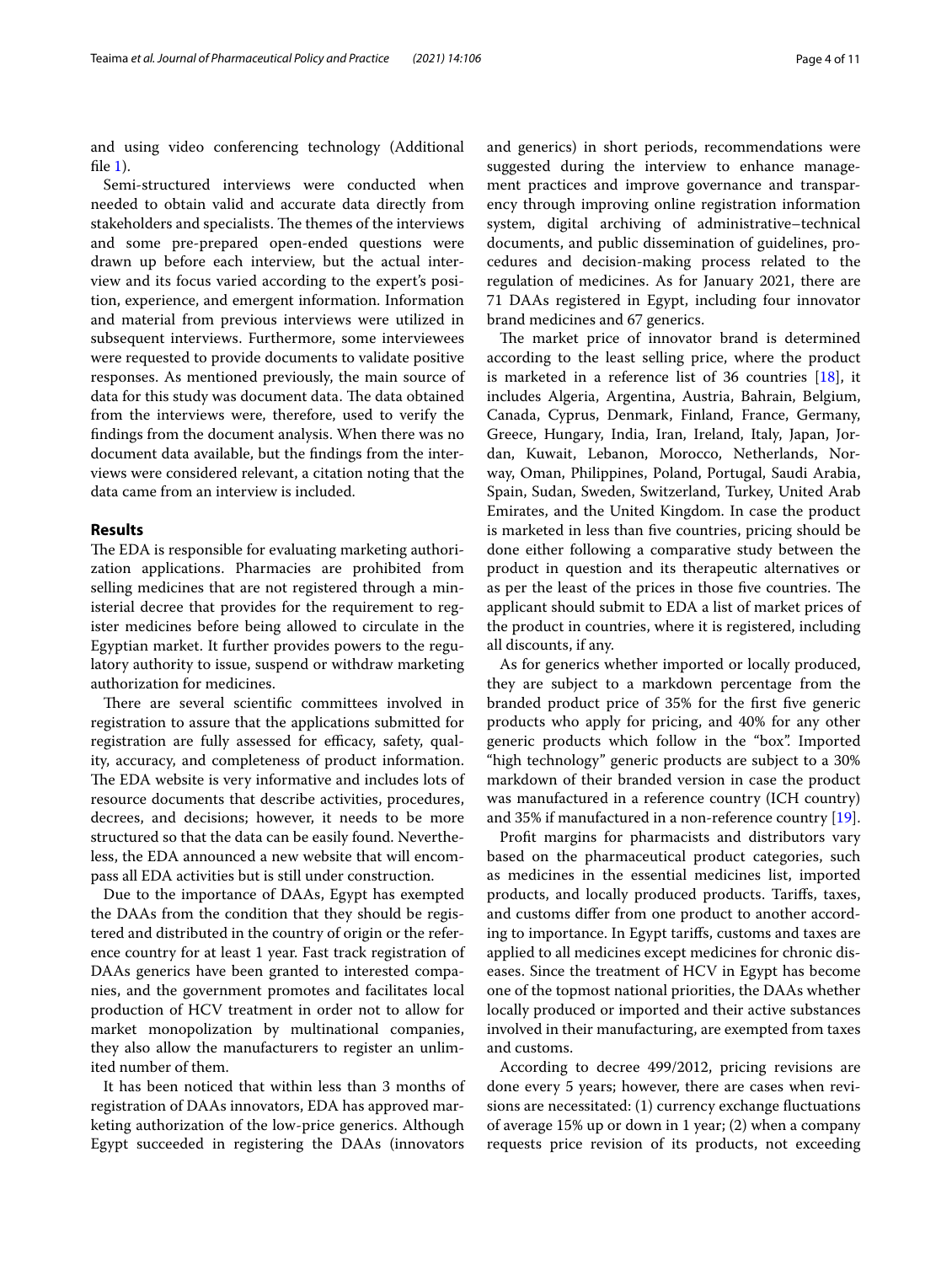and using video conferencing technology (Additional file 1).

Semi-structured interviews were conducted when needed to obtain valid and accurate data directly from stakeholders and specialists. The themes of the interviews and some pre-prepared open-ended questions were drawn up before each interview, but the actual interview and its focus varied according to the expert's position, experience, and emergent information. Information and material from previous interviews were utilized in subsequent interviews. Furthermore, some interviewees were requested to provide documents to validate positive responses. As mentioned previously, the main source of data for this study was document data. The data obtained from the interviews were, therefore, used to verify the findings from the document analysis. When there was no document data available, but the findings from the interviews were considered relevant, a citation noting that the data came from an interview is included.

## Results

The EDA is responsible for evaluating marketing authorization applications. Pharmacies are prohibited from selling medicines that are not registered through a ministerial decree that provides for the requirement to register medicines before being allowed to circulate in the Egyptian market. It further provides powers to the regulatory authority to issue, suspend or withdraw marketing authorization for medicines.

There are several scientific committees involved in registration to assure that the applications submitted for registration are fully assessed for efficacy, safety, quality, accuracy, and completeness of product information. The EDA website is very informative and includes lots of resource documents that describe activities, procedures, decrees, and decisions; however, it needs to be more structured so that the data can be easily found. Nevertheless, the EDA announced a new website that will encompass all EDA activities but is still under construction.

Due to the importance of DAAs, Egypt has exempted the DAAs from the condition that they should be registered and distributed in the country of origin or the reference country for at least 1 year. Fast track registration of DAAs generics have been granted to interested companies, and the government promotes and facilitates local production of HCV treatment in order not to allow for market monopolization by multinational companies, they also allow the manufacturers to register an unlimited number of them.

It has been noticed that within less than 3 months of registration of DAAs innovators, EDA has approved marketing authorization of the low-price generics. Although Egypt succeeded in registering the DAAs (innovators and generics) in short periods, recommendations were suggested during the interview to enhance management practices and improve governance and transparency through improving online registration information system, digital archiving of administrative–technical documents, and public dissemination of guidelines, procedures and decision-making process related to the regulation of medicines. As for January 2021, there are 71 DAAs registered in Egypt, including four innovator brand medicines and 67 generics.

The market price of innovator brand is determined according to the least selling price, where the product is marketed in a reference list of 36 countries [18], it includes Algeria, Argentina, Austria, Bahrain, Belgium, Canada, Cyprus, Denmark, Finland, France, Germany, Greece, Hungary, India, Iran, Ireland, Italy, Japan, Jordan, Kuwait, Lebanon, Morocco, Netherlands, Norway, Oman, Philippines, Poland, Portugal, Saudi Arabia, Spain, Sudan, Sweden, Switzerland, Turkey, United Arab Emirates, and the United Kingdom. In case the product is marketed in less than five countries, pricing should be done either following a comparative study between the product in question and its therapeutic alternatives or as per the least of the prices in those five countries. The applicant should submit to EDA a list of market prices of the product in countries, where it is registered, including all discounts, if any.

As for generics whether imported or locally produced, they are subject to a markdown percentage from the branded product price of 35% for the first five generic products who apply for pricing, and 40% for any other generic products which follow in the "box". Imported "high technology" generic products are subject to a 30% markdown of their branded version in case the product was manufactured in a reference country (ICH country) and 35% if manufactured in a non-reference country [19].

Profit margins for pharmacists and distributors vary based on the pharmaceutical product categories, such as medicines in the essential medicines list, imported products, and locally produced products. Tariffs, taxes, and customs differ from one product to another according to importance. In Egypt tariffs, customs and taxes are applied to all medicines except medicines for chronic diseases. Since the treatment of HCV in Egypt has become one of the topmost national priorities, the DAAs whether locally produced or imported and their active substances involved in their manufacturing, are exempted from taxes and customs.

According to decree 499/2012, pricing revisions are done every 5 years; however, there are cases when revisions are necessitated: (1) currency exchange fluctuations of average 15% up or down in 1 year; (2) when a company requests price revision of its products, not exceeding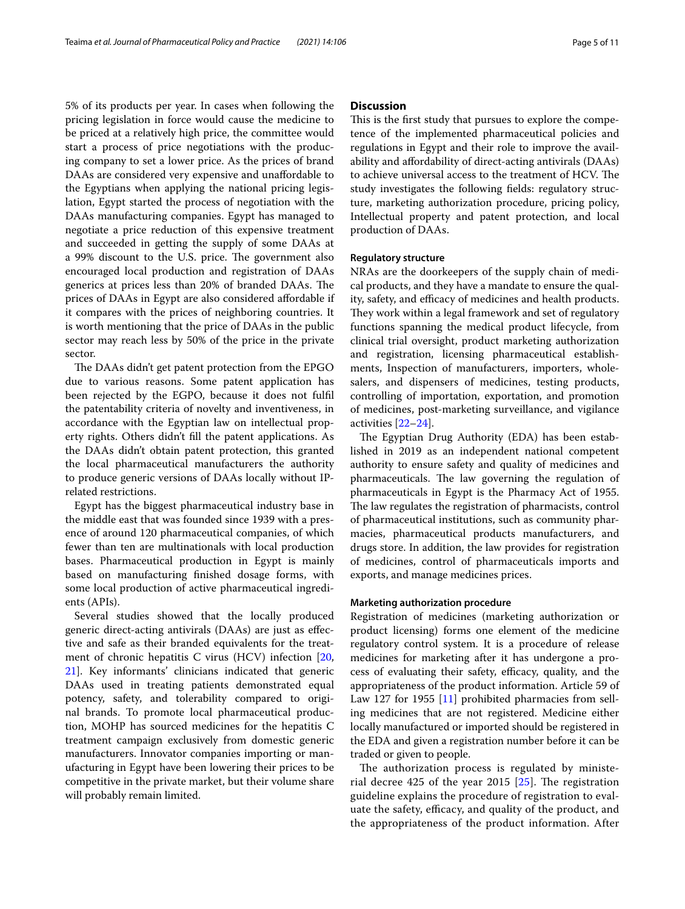5% of its products per year. In cases when following the pricing legislation in force would cause the medicine to be priced at a relatively high price, the committee would start a process of price negotiations with the producing company to set a lower price. As the prices of brand DAAs are considered very expensive and unaffordable to the Egyptians when applying the national pricing legislation, Egypt started the process of negotiation with the DAAs manufacturing companies. Egypt has managed to negotiate a price reduction of this expensive treatment and succeeded in getting the supply of some DAAs at a 99% discount to the U.S. price. The government also encouraged local production and registration of DAAs generics at prices less than 20% of branded DAAs. The prices of DAAs in Egypt are also considered affordable if it compares with the prices of neighboring countries. It is worth mentioning that the price of DAAs in the public sector may reach less by 50% of the price in the private sector.

The DAAs didn't get patent protection from the EPGO due to various reasons. Some patent application has been rejected by the EGPO, because it does not fulfil the patentability criteria of novelty and inventiveness, in accordance with the Egyptian law on intellectual property rights. Others didn't fill the patent applications. As the DAAs didn't obtain patent protection, this granted the local pharmaceutical manufacturers the authority to produce generic versions of DAAs locally without IP-related restrictions.

Egypt has the biggest pharmaceutical industry base in the middle east that was founded since 1939 with a presence of around 120 pharmaceutical companies, of which fewer than ten are multinationals with local production bases. Pharmaceutical production in Egypt is mainly based on manufacturing finished dosage forms, with some local production of active pharmaceutical ingredients (APIs).

Several studies showed that the locally produced generic direct-acting antivirals (DAAs) are just as effective and safe as their branded equivalents for the treatment of chronic hepatitis C virus (HCV) infection [20, 21]. Key informants' clinicians indicated that generic DAAs used in treating patients demonstrated equal potency, safety, and tolerability compared to original brands. To promote local pharmaceutical production, MOHP has sourced medicines for the hepatitis C treatment campaign exclusively from domestic generic manufacturers. Innovator companies importing or manufacturing in Egypt have been lowering their prices to be competitive in the private market, but their volume share will probably remain limited.

## Discussion

This is the first study that pursues to explore the competence of the implemented pharmaceutical policies and regulations in Egypt and their role to improve the availability and affordability of direct-acting antivirals (DAAs) to achieve universal access to the treatment of HCV. The study investigates the following fields: regulatory structure, marketing authorization procedure, pricing policy, Intellectual property and patent protection, and local production of DAAs.

### Regulatory structure

NRAs are the doorkeepers of the supply chain of medical products, and they have a mandate to ensure the quality, safety, and efficacy of medicines and health products. They work within a legal framework and set of regulatory functions spanning the medical product lifecycle, from clinical trial oversight, product marketing authorization and registration, licensing pharmaceutical establishments, Inspection of manufacturers, importers, wholesalers, and dispensers of medicines, testing products, controlling of importation, exportation, and promotion of medicines, post-marketing surveillance, and vigilance activities [22–24].

The Egyptian Drug Authority (EDA) has been established in 2019 as an independent national competent authority to ensure safety and quality of medicines and pharmaceuticals. The law governing the regulation of pharmaceuticals in Egypt is the Pharmacy Act of 1955. The law regulates the registration of pharmacists, control of pharmaceutical institutions, such as community pharmacies, pharmaceutical products manufacturers, and drugs store. In addition, the law provides for registration of medicines, control of pharmaceuticals imports and exports, and manage medicines prices.

### Marketing authorization procedure

Registration of medicines (marketing authorization or product licensing) forms one element of the medicine regulatory control system. It is a procedure of release medicines for marketing after it has undergone a process of evaluating their safety, efficacy, quality, and the appropriateness of the product information. Article 59 of Law 127 for 1955 [11] prohibited pharmacies from selling medicines that are not registered. Medicine either locally manufactured or imported should be registered in the EDA and given a registration number before it can be traded or given to people.

The authorization process is regulated by ministerial decree 425 of the year 2015 [25]. The registration guideline explains the procedure of registration to evaluate the safety, efficacy, and quality of the product, and the appropriateness of the product information. After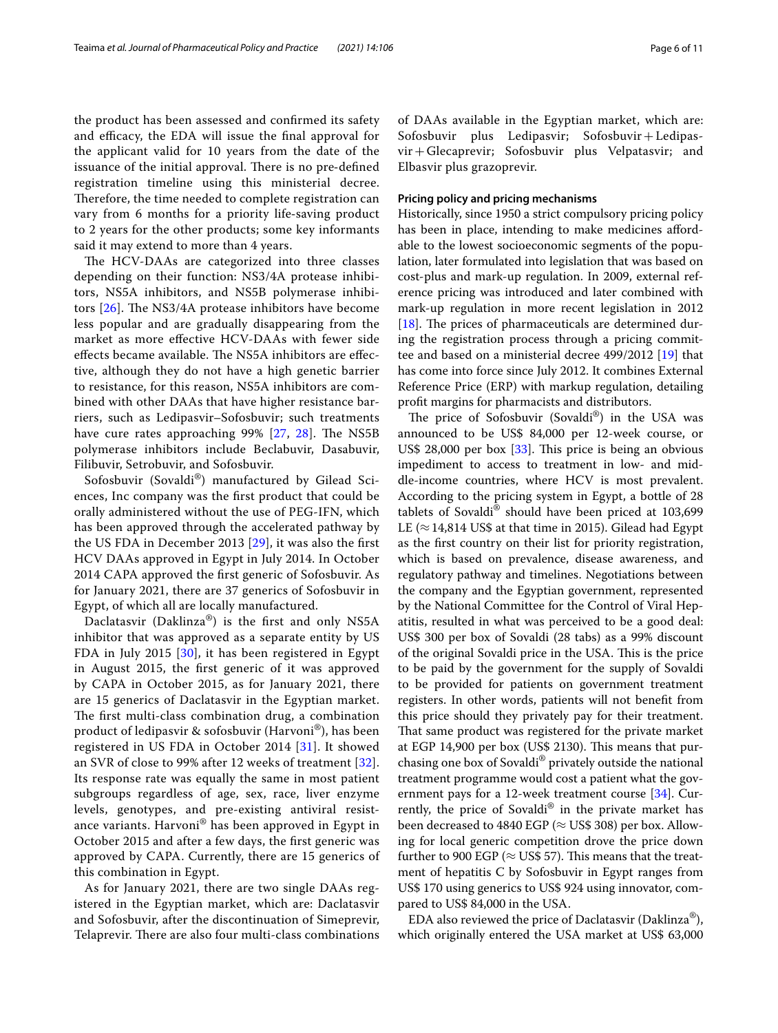the product has been assessed and confirmed its safety and efficacy, the EDA will issue the final approval for the applicant valid for 10 years from the date of the issuance of the initial approval. There is no pre-defined registration timeline using this ministerial decree. Therefore, the time needed to complete registration can vary from 6 months for a priority life-saving product to 2 years for the other products; some key informants said it may extend to more than 4 years.

The HCV-DAAs are categorized into three classes depending on their function: NS3/4A protease inhibitors, NS5A inhibitors, and NS5B polymerase inhibitors [26]. The NS3/4A protease inhibitors have become less popular and are gradually disappearing from the market as more effective HCV-DAAs with fewer side effects became available. The NS5A inhibitors are effective, although they do not have a high genetic barrier to resistance, for this reason, NS5A inhibitors are combined with other DAAs that have higher resistance barriers, such as Ledipasvir–Sofosbuvir; such treatments have cure rates approaching 99% [27, 28]. The NS5B polymerase inhibitors include Beclabuvir, Dasabuvir, Filibuvir, Setrobuvir, and Sofosbuvir.

Sofosbuvir (Sovaldi®) manufactured by Gilead Sciences, Inc company was the first product that could be orally administered without the use of PEG-IFN, which has been approved through the accelerated pathway by the US FDA in December 2013 [29], it was also the first HCV DAAs approved in Egypt in July 2014. In October 2014 CAPA approved the first generic of Sofosbuvir. As for January 2021, there are 37 generics of Sofosbuvir in Egypt, of which all are locally manufactured.

Daclatasvir (Daklinza®) is the first and only NS5A inhibitor that was approved as a separate entity by US FDA in July 2015 [30], it has been registered in Egypt in August 2015, the first generic of it was approved by CAPA in October 2015, as for January 2021, there are 15 generics of Daclatasvir in the Egyptian market. The first multi-class combination drug, a combination product of ledipasvir & sofosbuvir (Harvoni®), has been registered in US FDA in October 2014 [31]. It showed an SVR of close to 99% after 12 weeks of treatment [32]. Its response rate was equally the same in most patient subgroups regardless of age, sex, race, liver enzyme levels, genotypes, and pre-existing antiviral resistance variants. Harvoni® has been approved in Egypt in October 2015 and after a few days, the first generic was approved by CAPA. Currently, there are 15 generics of this combination in Egypt.

As for January 2021, there are two single DAAs registered in the Egyptian market, which are: Daclatasvir and Sofosbuvir, after the discontinuation of Simeprevir, Telaprevir. There are also four multi-class combinations of DAAs available in the Egyptian market, which are: Sofosbuvir plus Ledipasvir; Sofosbuvir + Ledipasvir + Glecaprevir; Sofosbuvir plus Velpatasvir; and Elbasvir plus grazoprevir.

#### Pricing policy and pricing mechanisms

Historically, since 1950 a strict compulsory pricing policy has been in place, intending to make medicines affordable to the lowest socioeconomic segments of the population, later formulated into legislation that was based on cost-plus and mark-up regulation. In 2009, external reference pricing was introduced and later combined with mark-up regulation in more recent legislation in 2012 [18]. The prices of pharmaceuticals are determined during the registration process through a pricing committee and based on a ministerial decree 499/2012 [19] that has come into force since July 2012. It combines External Reference Price (ERP) with markup regulation, detailing profit margins for pharmacists and distributors.

The price of Sofosbuvir (Sovaldi®) in the USA was announced to be US$ 84,000 per 12-week course, or US$ 28,000 per box [33]. This price is being an obvious impediment to access to treatment in low- and middle-income countries, where HCV is most prevalent. According to the pricing system in Egypt, a bottle of 28 tablets of Sovaldi® should have been priced at 103,699 LE (≈ 14,814 US$ at that time in 2015). Gilead had Egypt as the first country on their list for priority registration, which is based on prevalence, disease awareness, and regulatory pathway and timelines. Negotiations between the company and the Egyptian government, represented by the National Committee for the Control of Viral Hepatitis, resulted in what was perceived to be a good deal: US$ 300 per box of Sovaldi (28 tabs) as a 99% discount of the original Sovaldi price in the USA. This is the price to be paid by the government for the supply of Sovaldi to be provided for patients on government treatment registers. In other words, patients will not benefit from this price should they privately pay for their treatment. That same product was registered for the private market at EGP 14,900 per box (US$ 2130). This means that purchasing one box of Sovaldi® privately outside the national treatment programme would cost a patient what the government pays for a 12-week treatment course [34]. Currently, the price of Sovaldi® in the private market has been decreased to 4840 EGP (≈ US$ 308) per box. Allowing for local generic competition drove the price down further to 900 EGP (≈ US$ 57). This means that the treatment of hepatitis C by Sofosbuvir in Egypt ranges from US$ 170 using generics to US$ 924 using innovator, compared to US$ 84,000 in the USA.

EDA also reviewed the price of Daclatasvir (Daklinza®), which originally entered the USA market at US$ 63,000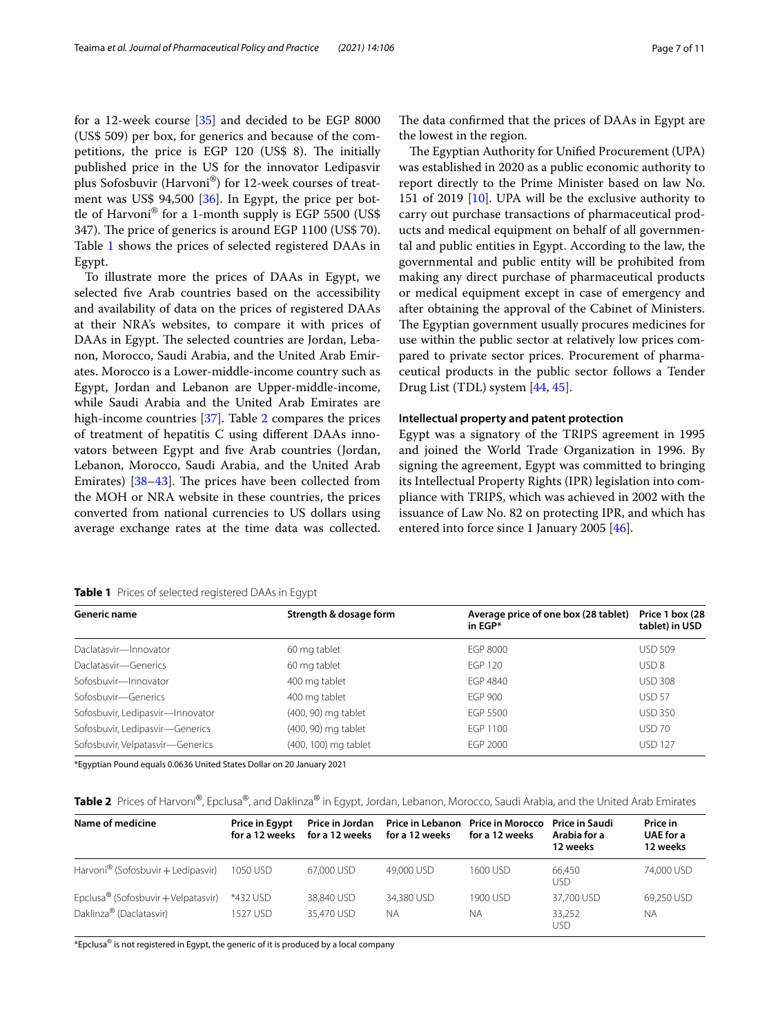for a 12-week course [35] and decided to be EGP 8000 (US$ 509) per box, for generics and because of the competitions, the price is EGP 120 (US$ 8). The initially published price in the US for the innovator Ledipasvir plus Sofosbuvir (Harvoni®) for 12-week courses of treatment was US$ 94,500 [36]. In Egypt, the price per bottle of Harvoni® for a 1-month supply is EGP 5500 (US$ 347). The price of generics is around EGP 1100 (US$ 70). Table 1 shows the prices of selected registered DAAs in Egypt.

To illustrate more the prices of DAAs in Egypt, we selected five Arab countries based on the accessibility and availability of data on the prices of registered DAAs at their NRA's websites, to compare it with prices of DAAs in Egypt. The selected countries are Jordan, Lebanon, Morocco, Saudi Arabia, and the United Arab Emirates. Morocco is a Lower-middle-income country such as Egypt, Jordan and Lebanon are Upper-middle-income, while Saudi Arabia and the United Arab Emirates are high-income countries [37]. Table 2 compares the prices of treatment of hepatitis C using different DAAs innovators between Egypt and five Arab countries (Jordan, Lebanon, Morocco, Saudi Arabia, and the United Arab Emirates) [38–43]. The prices have been collected from the MOH or NRA website in these countries, the prices converted from national currencies to US dollars using average exchange rates at the time data was collected. The data confirmed that the prices of DAAs in Egypt are the lowest in the region.

The Egyptian Authority for Unified Procurement (UPA) was established in 2020 as a public economic authority to report directly to the Prime Minister based on law No. 151 of 2019 [10]. UPA will be the exclusive authority to carry out purchase transactions of pharmaceutical products and medical equipment on behalf of all governmental and public entities in Egypt. According to the law, the governmental and public entity will be prohibited from making any direct purchase of pharmaceutical products or medical equipment except in case of emergency and after obtaining the approval of the Cabinet of Ministers. The Egyptian government usually procures medicines for use within the public sector at relatively low prices compared to private sector prices. Procurement of pharmaceutical products in the public sector follows a Tender Drug List (TDL) system [44, 45].

#### Intellectual property and patent protection

Egypt was a signatory of the TRIPS agreement in 1995 and joined the World Trade Organization in 1996. By signing the agreement, Egypt was committed to bringing its Intellectual Property Rights (IPR) legislation into compliance with TRIPS, which was achieved in 2002 with the issuance of Law No. 82 on protecting IPR, and which has entered into force since 1 January 2005 [46].

**Table 1** Prices of selected registered DAAs in Egypt

| Generic name | Strength & dosage form | Average price of one box (28 tablet) in EGP* | Price 1 box (28 tablet) in USD |
|---|---|---|---|
| Daclatasvir—Innovator | 60 mg tablet | EGP 8000 | USD 509 |
| Daclatasvir—Generics | 60 mg tablet | EGP 120 | USD 8 |
| Sofosbuvir—Innovator | 400 mg tablet | EGP 4840 | USD 308 |
| Sofosbuvir—Generics | 400 mg tablet | EGP 900 | USD 57 |
| Sofosbuvir, Ledipasvir—Innovator | (400, 90) mg tablet | EGP 5500 | USD 350 |
| Sofosbuvir, Ledipasvir—Generics | (400, 90) mg tablet | EGP 1100 | USD 70 |
| Sofosbuvir, Velpatasvir—Generics | (400, 100) mg tablet | EGP 2000 | USD 127 |

*Egyptian Pound equals 0.0636 United States Dollar on 20 January 2021

**Table 2** Prices of Harvoni®, Epclusa®, and Daklinza® in Egypt, Jordan, Lebanon, Morocco, Saudi Arabia, and the United Arab Emirates

| Name of medicine | Price in Egypt for a 12 weeks | Price in Jordan for a 12 weeks | Price in Lebanon for a 12 weeks | Price in Morocco for a 12 weeks | Price in Saudi Arabia for a 12 weeks | Price in UAE for a 12 weeks |
|---|---|---|---|---|---|---|
| Harvoni® (Sofosbuvir + Ledipasvir) | 1050 USD | 67,000 USD | 49,000 USD | 1600 USD | 66,450 USD | 74,000 USD |
| Epclusa® (Sofosbuvir + Velpatasvir) | *432 USD | 38,840 USD | 34,380 USD | 1900 USD | 37,700 USD | 69,250 USD |
| Daklinza® (Daclatasvir) | 1527 USD | 35,470 USD | NA | NA | 33,252 USD | NA |

*Epclusa® is not registered in Egypt, the generic of it is produced by a local company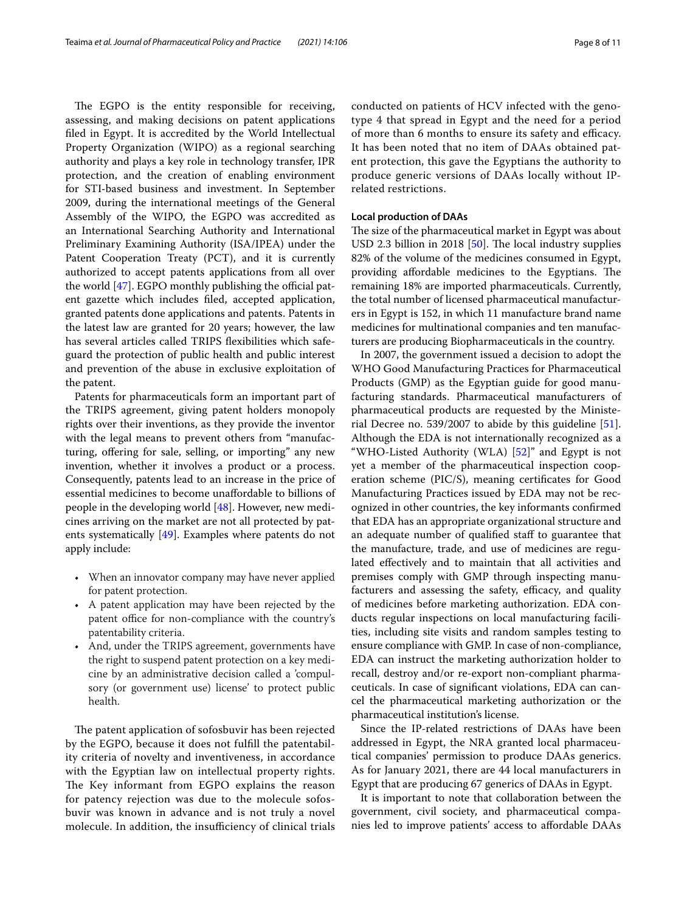The EGPO is the entity responsible for receiving, assessing, and making decisions on patent applications filed in Egypt. It is accredited by the World Intellectual Property Organization (WIPO) as a regional searching authority and plays a key role in technology transfer, IPR protection, and the creation of enabling environment for STI-based business and investment. In September 2009, during the international meetings of the General Assembly of the WIPO, the EGPO was accredited as an International Searching Authority and International Preliminary Examining Authority (ISA/IPEA) under the Patent Cooperation Treaty (PCT), and it is currently authorized to accept patents applications from all over the world [47]. EGPO monthly publishing the official patent gazette which includes filed, accepted application, granted patents done applications and patents. Patents in the latest law are granted for 20 years; however, the law has several articles called TRIPS flexibilities which safeguard the protection of public health and public interest and prevention of the abuse in exclusive exploitation of the patent.

Patents for pharmaceuticals form an important part of the TRIPS agreement, giving patent holders monopoly rights over their inventions, as they provide the inventor with the legal means to prevent others from "manufacturing, offering for sale, selling, or importing" any new invention, whether it involves a product or a process. Consequently, patents lead to an increase in the price of essential medicines to become unaffordable to billions of people in the developing world [48]. However, new medicines arriving on the market are not all protected by patents systematically [49]. Examples where patents do not apply include:

- When an innovator company may have never applied for patent protection.
- A patent application may have been rejected by the patent office for non-compliance with the country's patentability criteria.
- And, under the TRIPS agreement, governments have the right to suspend patent protection on a key medicine by an administrative decision called a 'compulsory (or government use) license' to protect public health.

The patent application of sofosbuvir has been rejected by the EGPO, because it does not fulfill the patentability criteria of novelty and inventiveness, in accordance with the Egyptian law on intellectual property rights. The Key informant from EGPO explains the reason for patency rejection was due to the molecule sofosbuvir was known in advance and is not truly a novel molecule. In addition, the insufficiency of clinical trials conducted on patients of HCV infected with the genotype 4 that spread in Egypt and the need for a period of more than 6 months to ensure its safety and efficacy. It has been noted that no item of DAAs obtained patent protection, this gave the Egyptians the authority to produce generic versions of DAAs locally without IP-related restrictions.

#### Local production of DAAs

The size of the pharmaceutical market in Egypt was about USD 2.3 billion in 2018 [50]. The local industry supplies 82% of the volume of the medicines consumed in Egypt, providing affordable medicines to the Egyptians. The remaining 18% are imported pharmaceuticals. Currently, the total number of licensed pharmaceutical manufacturers in Egypt is 152, in which 11 manufacture brand name medicines for multinational companies and ten manufacturers are producing Biopharmaceuticals in the country.

In 2007, the government issued a decision to adopt the WHO Good Manufacturing Practices for Pharmaceutical Products (GMP) as the Egyptian guide for good manufacturing standards. Pharmaceutical manufacturers of pharmaceutical products are requested by the Ministerial Decree no. 539/2007 to abide by this guideline [51]. Although the EDA is not internationally recognized as a "WHO-Listed Authority (WLA) [52]" and Egypt is not yet a member of the pharmaceutical inspection cooperation scheme (PIC/S), meaning certificates for Good Manufacturing Practices issued by EDA may not be recognized in other countries, the key informants confirmed that EDA has an appropriate organizational structure and an adequate number of qualified staff to guarantee that the manufacture, trade, and use of medicines are regulated effectively and to maintain that all activities and premises comply with GMP through inspecting manufacturers and assessing the safety, efficacy, and quality of medicines before marketing authorization. EDA conducts regular inspections on local manufacturing facilities, including site visits and random samples testing to ensure compliance with GMP. In case of non-compliance, EDA can instruct the marketing authorization holder to recall, destroy and/or re-export non-compliant pharmaceuticals. In case of significant violations, EDA can cancel the pharmaceutical marketing authorization or the pharmaceutical institution's license.

Since the IP-related restrictions of DAAs have been addressed in Egypt, the NRA granted local pharmaceutical companies' permission to produce DAAs generics. As for January 2021, there are 44 local manufacturers in Egypt that are producing 67 generics of DAAs in Egypt.

It is important to note that collaboration between the government, civil society, and pharmaceutical companies led to improve patients' access to affordable DAAs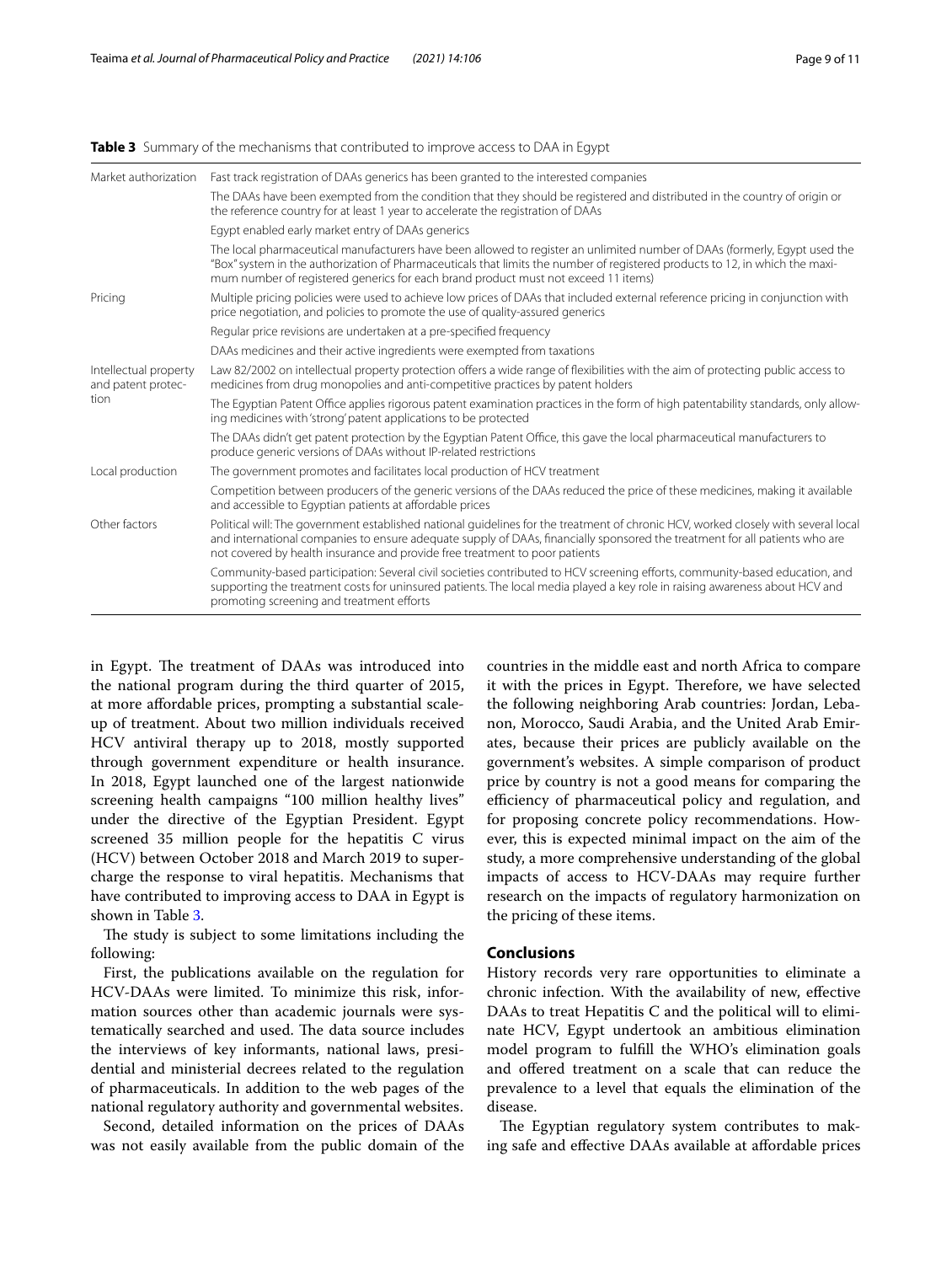**Table 3** Summary of the mechanisms that contributed to improve access to DAA in Egypt

| | |
|---|---|
| Market authorization | Fast track registration of DAAs generics has been granted to the interested companies |
| | The DAAs have been exempted from the condition that they should be registered and distributed in the country of origin or the reference country for at least 1 year to accelerate the registration of DAAs |
| | Egypt enabled early market entry of DAAs generics |
| | The local pharmaceutical manufacturers have been allowed to register an unlimited number of DAAs (formerly, Egypt used the "Box" system in the authorization of Pharmaceuticals that limits the number of registered products to 12, in which the maximum number of registered generics for each brand product must not exceed 11 items) |
| Pricing | Multiple pricing policies were used to achieve low prices of DAAs that included external reference pricing in conjunction with price negotiation, and policies to promote the use of quality-assured generics |
| | Regular price revisions are undertaken at a pre-specified frequency |
| | DAAs medicines and their active ingredients were exempted from taxations |
| Intellectual property and patent protection | Law 82/2002 on intellectual property protection offers a wide range of flexibilities with the aim of protecting public access to medicines from drug monopolies and anti-competitive practices by patent holders |
| | The Egyptian Patent Office applies rigorous patent examination practices in the form of high patentability standards, only allowing medicines with 'strong' patent applications to be protected |
| | The DAAs didn't get patent protection by the Egyptian Patent Office, this gave the local pharmaceutical manufacturers to produce generic versions of DAAs without IP-related restrictions |
| Local production | The government promotes and facilitates local production of HCV treatment |
| | Competition between producers of the generic versions of the DAAs reduced the price of these medicines, making it available and accessible to Egyptian patients at affordable prices |
| Other factors | Political will: The government established national guidelines for the treatment of chronic HCV, worked closely with several local and international companies to ensure adequate supply of DAAs, financially sponsored the treatment for all patients who are not covered by health insurance and provide free treatment to poor patients |
| | Community-based participation: Several civil societies contributed to HCV screening efforts, community-based education, and supporting the treatment costs for uninsured patients. The local media played a key role in raising awareness about HCV and promoting screening and treatment efforts |

in Egypt. The treatment of DAAs was introduced into the national program during the third quarter of 2015, at more affordable prices, prompting a substantial scale-up of treatment. About two million individuals received HCV antiviral therapy up to 2018, mostly supported through government expenditure or health insurance. In 2018, Egypt launched one of the largest nationwide screening health campaigns "100 million healthy lives" under the directive of the Egyptian President. Egypt screened 35 million people for the hepatitis C virus (HCV) between October 2018 and March 2019 to supercharge the response to viral hepatitis. Mechanisms that have contributed to improving access to DAA in Egypt is shown in Table 3.

The study is subject to some limitations including the following:

First, the publications available on the regulation for HCV-DAAs were limited. To minimize this risk, information sources other than academic journals were systematically searched and used. The data source includes the interviews of key informants, national laws, presidential and ministerial decrees related to the regulation of pharmaceuticals. In addition to the web pages of the national regulatory authority and governmental websites.

Second, detailed information on the prices of DAAs was not easily available from the public domain of the countries in the middle east and north Africa to compare it with the prices in Egypt. Therefore, we have selected the following neighboring Arab countries: Jordan, Lebanon, Morocco, Saudi Arabia, and the United Arab Emirates, because their prices are publicly available on the government's websites. A simple comparison of product price by country is not a good means for comparing the efficiency of pharmaceutical policy and regulation, and for proposing concrete policy recommendations. However, this is expected minimal impact on the aim of the study, a more comprehensive understanding of the global impacts of access to HCV-DAAs may require further research on the impacts of regulatory harmonization on the pricing of these items.

## Conclusions

History records very rare opportunities to eliminate a chronic infection. With the availability of new, effective DAAs to treat Hepatitis C and the political will to eliminate HCV, Egypt undertook an ambitious elimination model program to fulfill the WHO's elimination goals and offered treatment on a scale that can reduce the prevalence to a level that equals the elimination of the disease.

The Egyptian regulatory system contributes to making safe and effective DAAs available at affordable prices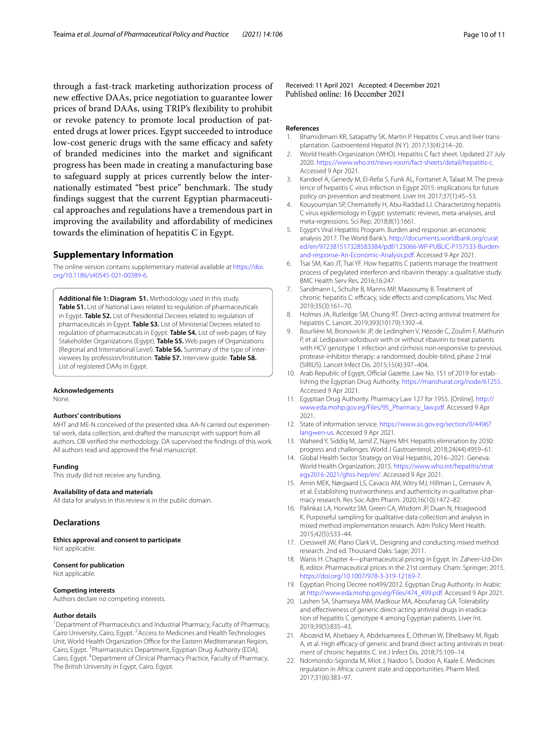through a fast-track marketing authorization process of new effective DAAs, price negotiation to guarantee lower prices of brand DAAs, using TRIP's flexibility to prohibit or revoke patency to promote local production of patented drugs at lower prices. Egypt succeeded to introduce low-cost generic drugs with the same efficacy and safety of branded medicines into the market and significant progress has been made in creating a manufacturing base to safeguard supply at prices currently below the internationally estimated "best price" benchmark. The study findings suggest that the current Egyptian pharmaceutical approaches and regulations have a tremendous part in improving the availability and affordability of medicines towards the elimination of hepatitis C in Egypt.

## Supplementary Information

The online version contains supplementary material available at https://doi.org/10.1186/s40545-021-00389-6.

**Additional file 1: Diagram S1.** Methodology used in this study. **Table S1.** List of National Laws related to regulation of pharmaceuticals in Egypt. **Table S2.** List of Presidential Decrees related to regulation of pharmaceuticals in Egypt. **Table S3.** List of Ministerial Decrees related to regulation of pharmaceuticals in Egypt. **Table S4.** List of web pages of Key Stakeholder Organizations (Egypt). **Table S5.** Web pages of Organizations (Regional and International Level). **Table S6.** Summary of the type of interviewees by profession/Institution. **Table S7.** Interview guide. **Table S8.** List of registered DAAs in Egypt.

#### Acknowledgements

None.

#### Authors' contributions

MHT and ME-N conceived of the presented idea. AA-N carried out experimental work, data collection, and drafted the manuscript with support from all authors. OB verified the methodology. DA supervised the findings of this work. All authors read and approved the final manuscript.

#### Funding

This study did not receive any funding.

#### Availability of data and materials

All data for analysis in this review is in the public domain.

## Declarations

#### Ethics approval and consent to participate

Not applicable.

#### Consent for publication

Not applicable.

#### Competing interests

Authors declare no competing interests.

#### Author details

[1]Department of Pharmaceutics and Industrial Pharmacy, Faculty of Pharmacy, Cairo University, Cairo, Egypt. [2]Access to Medicines and Health Technologies Unit, World Health Organization Office for the Eastern Mediterranean Region, Cairo, Egypt. [3]Pharmaceutics Department, Egyptian Drug Authority (EDA), Cairo, Egypt. [4]Department of Clinical Pharmacy Practice, Faculty of Pharmacy, The British University in Egypt, Cairo, Egypt.

Received: 11 April 2021 Accepted: 4 December 2021
Published online: 16 December 2021

#### References

1. Bhamidimarri KR, Satapathy SK, Martin P. Hepatitis C virus and liver transplantation. Gastroenterol Hepatol (N Y). 2017;13(4):214–20.
2. World Health Organization (WHO). Hepatitis C fact sheet. Updated 27 July 2020. https://www.who.int/news-room/fact-sheets/detail/hepatitis-c. Accessed 9 Apr 2021.
3. Kandeel A, Genedy M, El-Refai S, Funk AL, Fontanet A, Talaat M. The prevalence of hepatitis C virus infection in Egypt 2015: implications for future policy on prevention and treatment. Liver Int. 2017;37(1):45–53.
4. Kouyoumjian SP, Chemaitelly H, Abu-Raddad LJ. Characterizing hepatitis C virus epidemiology in Egypt: systematic reviews, meta-analyses, and meta-regressions. Sci Rep. 2018;8(1):1661.
5. Egypt's Viral Hepatitis Program. Burden and response: an economic analysis 2017. The World Bank's. http://documents.worldbank.org/curated/en/972381517328583384/pdf/123066-WP-PUBLIC-P157533-Burden-and-response-An-Economic-Analysis.pdf. Accessed 9 Apr 2021.
6. Tsai SM, Kao JT, Tsai YF. How hepatitis C patients manage the treatment process of pegylated interferon and ribavirin therapy: a qualitative study. BMC Health Serv Res. 2016;16:247.
7. Sandmann L, Schulte B, Manns MP, Maasoumy B. Treatment of chronic hepatitis C: efficacy, side effects and complications. Visc Med. 2019;35(3):161–70.
8. Holmes JA, Rutledge SM, Chung RT. Direct-acting antiviral treatment for hepatitis C. Lancet. 2019;393(10179):1392–4.
9. Bourlière M, Bronowicki JP, de Ledinghen V, Hézode C, Zoulim F, Mathurin P, et al. Ledipasvir-sofosbuvir with or without ribavirin to treat patients with HCV genotype 1 infection and cirrhosis non-responsive to previous protease-inhibitor therapy: a randomised, double-blind, phase 2 trial (SIRIUS). Lancet Infect Dis. 2015;15(4):397–404.
10. Arab Republic of Egypt, Official Gazette. Law No. 151 of 2019 for establishing the Egyptian Drug Authority. https://manshurat.org/node/61255. Accessed 9 Apr 2021.
11. Egyptian Drug Authority. Pharmacy Law 127 for 1955. [Online]. http://www.eda.mohp.gov.eg/Files/95_Pharmacy_law.pdf. Accessed 9 Apr 2021.
12. State of information service. https://www.sis.gov.eg/section/0/4496?lang=en-us. Accessed 9 Apr 2021.
13. Waheed Y, Siddiq M, Jamil Z, Najmi MH. Hepatitis elimination by 2030: progress and challenges. World J Gastroenterol. 2018;24(44):4959–61.
14. Global Health Sector Strategy on Viral Hepatitis, 2016–2021. Geneva: World Health Organization; 2015. https://www.who.int/hepatitis/strategy2016-2021/ghss-hep/en/. Accessed 9 Apr 2021.
15. Amin MEK, Nørgaard LS, Cavaco AM, Witry MJ, Hillman L, Cernasev A, et al. Establishing trustworthiness and authenticity in qualitative pharmacy research. Res Soc Adm Pharm. 2020;16(10):1472–82.
16. Palinkas LA, Horwitz SM, Green CA, Wisdom JP, Duan N, Hoagwood K. Purposeful sampling for qualitative data collection and analysis in mixed method implementation research. Adm Policy Ment Health. 2015;42(5):533–44.
17. Cresswell JW, Plano Clark VL. Designing and conducting mixed method research. 2nd ed. Thousand Oaks: Sage; 2011.
18. Wanis H. Chapter 4—pharmaceutical pricing in Egypt. In: Zaheer-Ud-Din B, editor. Pharmaceutical prices in the 21st century. Cham: Springer; 2015. https://doi.org/10.1007/978-3-319-12169-7.
19. Egyptian Pricing Decree no499/2012. Egyptian Drug Authority. In Arabic at http://www.eda.mohp.gov.eg/Files/474_499.pdf. Accessed 9 Apr 2021.
20. Lashen SA, Shamseya MM, Madkour MA, Aboufarrag GA. Tolerability and effectiveness of generic direct-acting antiviral drugs in eradication of hepatitis C genotype 4 among Egyptian patients. Liver Int. 2019;39(5):835–43.
21. Abozeid M, Alsebaey A, Abdelsameea E, Othman W, Elhelbawy M, Rgab A, et al. High efficacy of generic and brand direct acting antivirals in treatment of chronic hepatitis C. Int J Infect Dis. 2018;75:109–14.
22. Ndomondo-Sigonda M, Miot J, Naidoo S, Dodoo A, Kaale E. Medicines regulation in Africa: current state and opportunities. Pharm Med. 2017;31(6):383–97.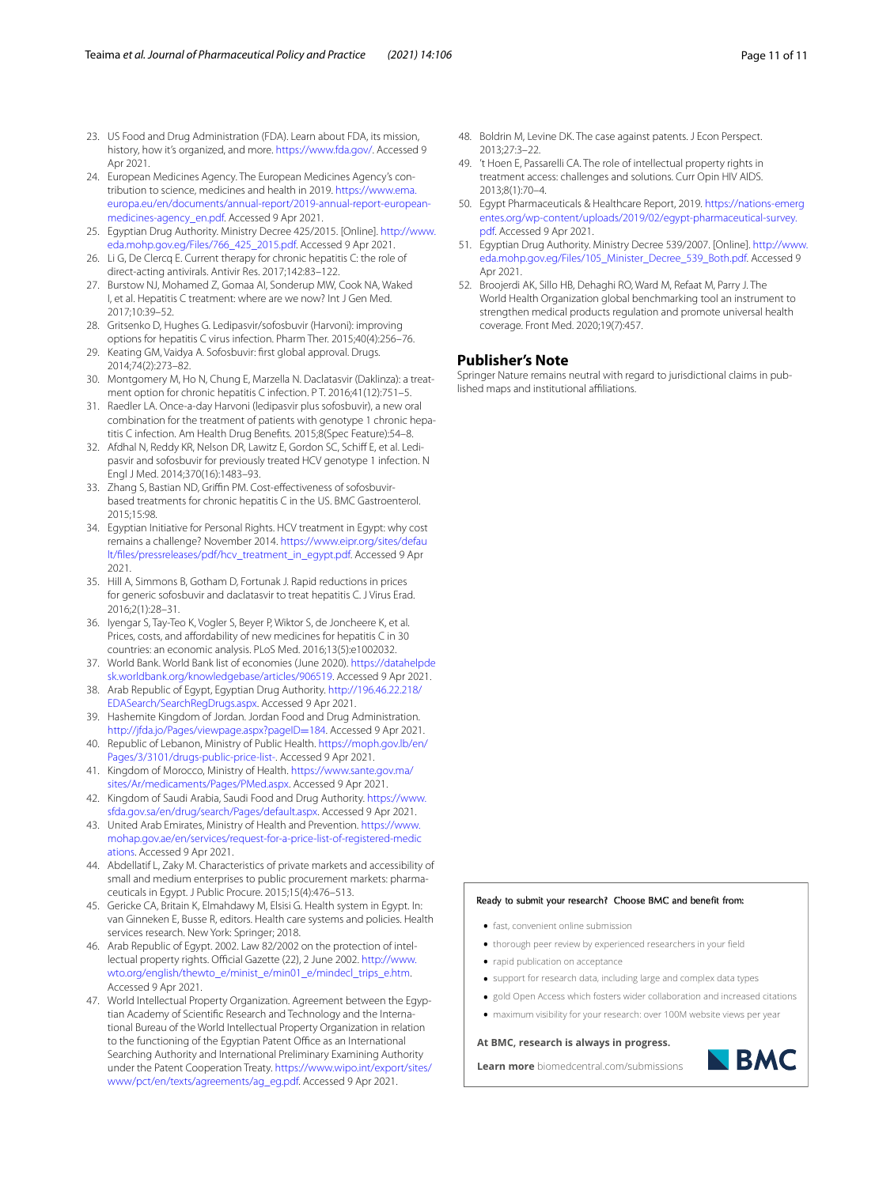23. US Food and Drug Administration (FDA). Learn about FDA, its mission, history, how it's organized, and more. https://www.fda.gov/. Accessed 9 Apr 2021.
24. European Medicines Agency. The European Medicines Agency's contribution to science, medicines and health in 2019. https://www.ema.europa.eu/en/documents/annual-report/2019-annual-report-european-medicines-agency_en.pdf. Accessed 9 Apr 2021.
25. Egyptian Drug Authority. Ministry Decree 425/2015. [Online]. http://www.eda.mohp.gov.eg/Files/766_425_2015.pdf. Accessed 9 Apr 2021.
26. Li G, De Clercq E. Current therapy for chronic hepatitis C: the role of direct-acting antivirals. Antivir Res. 2017;142:83–122.
27. Burstow NJ, Mohamed Z, Gomaa AI, Sonderup MW, Cook NA, Waked I, et al. Hepatitis C treatment: where are we now? Int J Gen Med. 2017;10:39–52.
28. Gritsenko D, Hughes G. Ledipasvir/sofosbuvir (Harvoni): improving options for hepatitis C virus infection. Pharm Ther. 2015;40(4):256–76.
29. Keating GM, Vaidya A. Sofosbuvir: first global approval. Drugs. 2014;74(2):273–82.
30. Montgomery M, Ho N, Chung E, Marzella N. Daclatasvir (Daklinza): a treatment option for chronic hepatitis C infection. P T. 2016;41(12):751–5.
31. Raedler LA. Once-a-day Harvoni (ledipasvir plus sofosbuvir), a new oral combination for the treatment of patients with genotype 1 chronic hepatitis C infection. Am Health Drug Benefits. 2015;8(Spec Feature):54–8.
32. Afdhal N, Reddy KR, Nelson DR, Lawitz E, Gordon SC, Schiff E, et al. Ledipasvir and sofosbuvir for previously treated HCV genotype 1 infection. N Engl J Med. 2014;370(16):1483–93.
33. Zhang S, Bastian ND, Griffin PM. Cost-effectiveness of sofosbuvir-based treatments for chronic hepatitis C in the US. BMC Gastroenterol. 2015;15:98.
34. Egyptian Initiative for Personal Rights. HCV treatment in Egypt: why cost remains a challenge? November 2014. https://www.eipr.org/sites/default/files/pressreleases/pdf/hcv_treatment_in_egypt.pdf. Accessed 9 Apr 2021.
35. Hill A, Simmons B, Gotham D, Fortunak J. Rapid reductions in prices for generic sofosbuvir and daclatasvir to treat hepatitis C. J Virus Erad. 2016;2(1):28–31.
36. Iyengar S, Tay-Teo K, Vogler S, Beyer P, Wiktor S, de Joncheere K, et al. Prices, costs, and affordability of new medicines for hepatitis C in 30 countries: an economic analysis. PLoS Med. 2016;13(5):e1002032.
37. World Bank. World Bank list of economies (June 2020). https://datahelpdesk.worldbank.org/knowledgebase/articles/906519. Accessed 9 Apr 2021.
38. Arab Republic of Egypt, Egyptian Drug Authority. http://196.46.22.218/EDASearch/SearchRegDrugs.aspx. Accessed 9 Apr 2021.
39. Hashemite Kingdom of Jordan. Jordan Food and Drug Administration. http://jfda.jo/Pages/viewpage.aspx?pageID=184. Accessed 9 Apr 2021.
40. Republic of Lebanon, Ministry of Public Health. https://moph.gov.lb/en/Pages/3/3101/drugs-public-price-list-. Accessed 9 Apr 2021.
41. Kingdom of Morocco, Ministry of Health. https://www.sante.gov.ma/sites/Ar/medicaments/Pages/PMed.aspx. Accessed 9 Apr 2021.
42. Kingdom of Saudi Arabia, Saudi Food and Drug Authority. https://www.sfda.gov.sa/en/drug/search/Pages/default.aspx. Accessed 9 Apr 2021.
43. United Arab Emirates, Ministry of Health and Prevention. https://www.mohap.gov.ae/en/services/request-for-a-price-list-of-registered-medications. Accessed 9 Apr 2021.
44. Abdellatif L, Zaky M. Characteristics of private markets and accessibility of small and medium enterprises to public procurement markets: pharmaceuticals in Egypt. J Public Procure. 2015;15(4):476–513.
45. Gericke CA, Britain K, Elmahdawy M, Elsisi G. Health system in Egypt. In: van Ginneken E, Busse R, editors. Health care systems and policies. Health services research. New York: Springer; 2018.
46. Arab Republic of Egypt. 2002. Law 82/2002 on the protection of intellectual property rights. Official Gazette (22), 2 June 2002. http://www.wto.org/english/thewto_e/minist_e/min01_e/mindecl_trips_e.htm. Accessed 9 Apr 2021.
47. World Intellectual Property Organization. Agreement between the Egyptian Academy of Scientific Research and Technology and the International Bureau of the World Intellectual Property Organization in relation to the functioning of the Egyptian Patent Office as an International Searching Authority and International Preliminary Examining Authority under the Patent Cooperation Treaty. https://www.wipo.int/export/sites/www/pct/en/texts/agreements/ag_eg.pdf. Accessed 9 Apr 2021.
48. Boldrin M, Levine DK. The case against patents. J Econ Perspect. 2013;27:3–22.
49. 't Hoen E, Passarelli CA. The role of intellectual property rights in treatment access: challenges and solutions. Curr Opin HIV AIDS. 2013;8(1):70–4.
50. Egypt Pharmaceuticals & Healthcare Report, 2019. https://nations-emergentes.org/wp-content/uploads/2019/02/egypt-pharmaceical-survey.pdf. Accessed 9 Apr 2021.
51. Egyptian Drug Authority. Ministry Decree 539/2007. [Online]. http://www.eda.mohp.gov.eg/Files/105_Minister_Decree_539_Both.pdf. Accessed 9 Apr 2021.
52. Broojerdi AK, Sillo HB, Dehaghi RO, Ward M, Refaat M, Parry J. The World Health Organization global benchmarking tool an instrument to strengthen medical products regulation and promote universal health coverage. Front Med. 2020;19(7):457.

## Publisher's Note

Springer Nature remains neutral with regard to jurisdictional claims in published maps and institutional affiliations.

Ready to submit your research? Choose BMC and benefit from:

- fast, convenient online submission
- thorough peer review by experienced researchers in your field
- rapid publication on acceptance
- support for research data, including large and complex data types
- gold Open Access which fosters wider collaboration and increased citations
- maximum visibility for your research: over 100M website views per year

**At BMC, research is always in progress.**

**Learn more** biomedcentral.com/submissions

BMC